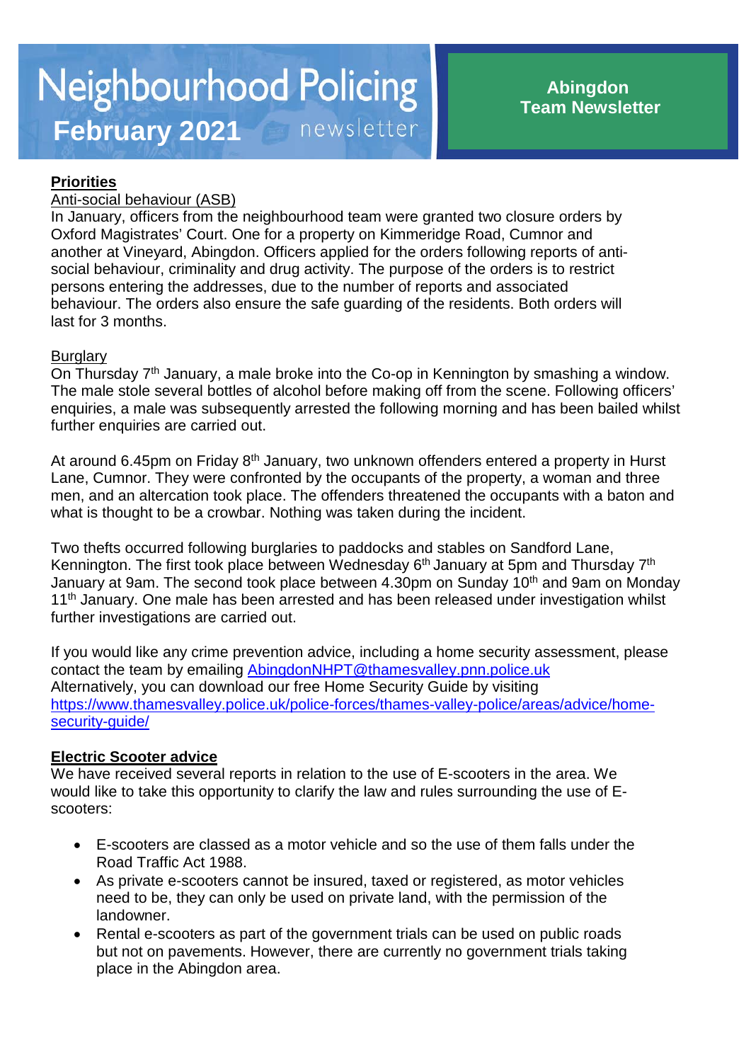# Neighbourhood Policing newsletter

**February 2021**

**Abingdon Team Newsletter**

## Priorities

### Anti-social behaviour (ASB)

In January, officers from the neighbourhood team were granted two closure orders by Oxford Magistrates' Court. One for a property on Kimmeridge Road, Cumnor and another at Vineyard, Abingdon. Officers applied for the orders following reports of anti-social behaviour, criminality and drug activity. The purpose of the orders is to restrict persons entering the addresses, due to the number of reports and associated behaviour. The orders also ensure the safe guarding of the residents. Both orders will last for 3 months.

### Burglary

On Thursday 7th January, a male broke into the Co-op in Kennington by smashing a window. The male stole several bottles of alcohol before making off from the scene. Following officers' enquiries, a male was subsequently arrested the following morning and has been bailed whilst further enquiries are carried out.

At around 6.45pm on Friday 8th January, two unknown offenders entered a property in Hurst Lane, Cumnor. They were confronted by the occupants of the property, a woman and three men, and an altercation took place. The offenders threatened the occupants with a baton and what is thought to be a crowbar. Nothing was taken during the incident.

Two thefts occurred following burglaries to paddocks and stables on Sandford Lane, Kennington. The first took place between Wednesday 6th January at 5pm and Thursday 7th January at 9am. The second took place between 4.30pm on Sunday 10th and 9am on Monday 11th January. One male has been arrested and has been released under investigation whilst further investigations are carried out.

If you would like any crime prevention advice, including a home security assessment, please contact the team by emailing AbingdonNHPT@thamesvalley.pnn.police.uk
Alternatively, you can download our free Home Security Guide by visiting https://www.thamesvalley.police.uk/police-forces/thames-valley-police/areas/advice/home-security-guide/

## Electric Scooter advice

We have received several reports in relation to the use of E-scooters in the area. We would like to take this opportunity to clarify the law and rules surrounding the use of E-scooters:

- E-scooters are classed as a motor vehicle and so the use of them falls under the Road Traffic Act 1988.
- As private e-scooters cannot be insured, taxed or registered, as motor vehicles need to be, they can only be used on private land, with the permission of the landowner.
- Rental e-scooters as part of the government trials can be used on public roads but not on pavements. However, there are currently no government trials taking place in the Abingdon area.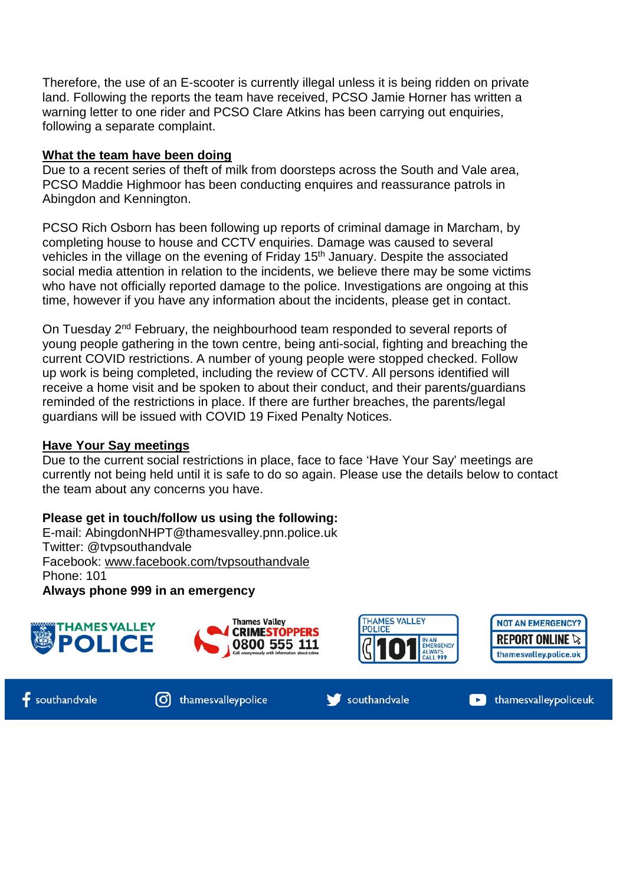Therefore, the use of an E-scooter is currently illegal unless it is being ridden on private land. Following the reports the team have received, PCSO Jamie Horner has written a warning letter to one rider and PCSO Clare Atkins has been carrying out enquiries, following a separate complaint.

**What the team have been doing**

Due to a recent series of theft of milk from doorsteps across the South and Vale area, PCSO Maddie Highmoor has been conducting enquires and reassurance patrols in Abingdon and Kennington.

PCSO Rich Osborn has been following up reports of criminal damage in Marcham, by completing house to house and CCTV enquiries. Damage was caused to several vehicles in the village on the evening of Friday 15th January. Despite the associated social media attention in relation to the incidents, we believe there may be some victims who have not officially reported damage to the police. Investigations are ongoing at this time, however if you have any information about the incidents, please get in contact.

On Tuesday 2nd February, the neighbourhood team responded to several reports of young people gathering in the town centre, being anti-social, fighting and breaching the current COVID restrictions. A number of young people were stopped checked. Follow up work is being completed, including the review of CCTV. All persons identified will receive a home visit and be spoken to about their conduct, and their parents/guardians reminded of the restrictions in place. If there are further breaches, the parents/legal guardians will be issued with COVID 19 Fixed Penalty Notices.

**Have Your Say meetings**

Due to the current social restrictions in place, face to face 'Have Your Say' meetings are currently not being held until it is safe to do so again. Please use the details below to contact the team about any concerns you have.

**Please get in touch/follow us using the following:**
E-mail: AbingdonNHPT@thamesvalley.pnn.police.uk
Twitter: @tvpsouthandvale
Facebook: www.facebook.com/tvpsouthandvale
Phone: 101
**Always phone 999 in an emergency**

THAMES VALLEY POLICE

Thames Valley CRIMESTOPPERS 0800 555 111
Call anonymously with information about crime

THAMES VALLEY POLICE 101 IN AN EMERGENCY ALWAYS CALL 999

NOT AN EMERGENCY? REPORT ONLINE thamesvalley.police.uk

southandvale | thamesvalleypolice | southandvale | thamesvalleypoliceuk